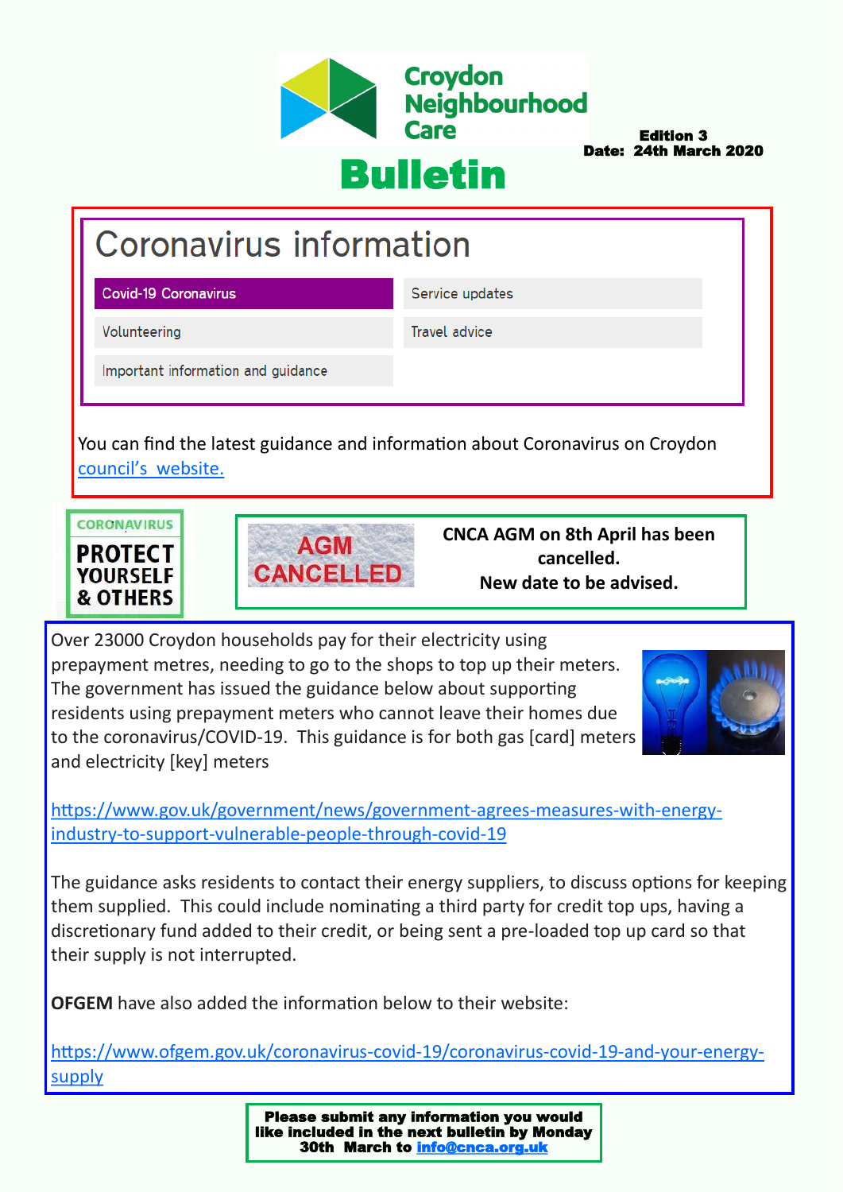# Croydon Neighbourhood Care

**Edition 3**
**Date: 24th March 2020**

# Bulletin

## Coronavirus information

- Covid-19 Coronavirus
- Service updates
- Volunteering
- Travel advice
- Important information and guidance

You can find the latest guidance and information about Coronavirus on Croydon council's website.

CORONAVIRUS
**PROTECT YOURSELF & OTHERS**

**AGM CANCELLED**

**CNCA AGM on 8th April has been cancelled.**
**New date to be advised.**

Over 23000 Croydon households pay for their electricity using prepayment metres, needing to go to the shops to top up their meters. The government has issued the guidance below about supporting residents using prepayment meters who cannot leave their homes due to the coronavirus/COVID-19. This guidance is for both gas [card] meters and electricity [key] meters

https://www.gov.uk/government/news/government-agrees-measures-with-energy-industry-to-support-vulnerable-people-through-covid-19

The guidance asks residents to contact their energy suppliers, to discuss options for keeping them supplied. This could include nominating a third party for credit top ups, having a discretionary fund added to their credit, or being sent a pre-loaded top up card so that their supply is not interrupted.

**OFGEM** have also added the information below to their website:

https://www.ofgem.gov.uk/coronavirus-covid-19/coronavirus-covid-19-and-your-energy-supply

**Please submit any information you would like included in the next bulletin by Monday 30th March to info@cnca.org.uk**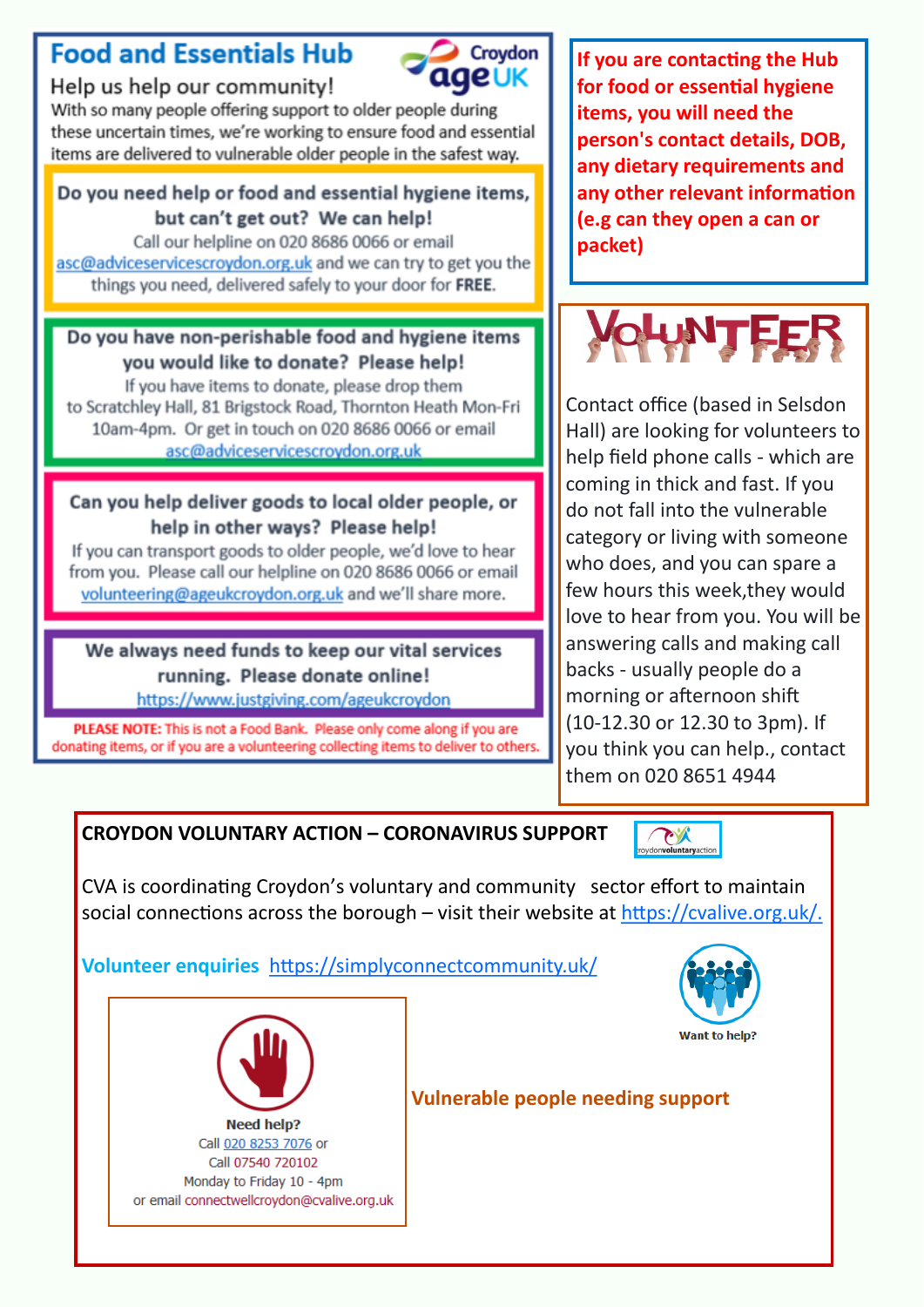## Food and Essentials Hub

Croydon ageUK

Help us help our community!

With so many people offering support to older people during these uncertain times, we're working to ensure food and essential items are delivered to vulnerable older people in the safest way.

**Do you need help or food and essential hygiene items, but can't get out? We can help!**

Call our helpline on 020 8686 0066 or email asc@adviceservicescroydon.org.uk and we can try to get you the things you need, delivered safely to your door for **FREE**.

**Do you have non-perishable food and hygiene items you would like to donate? Please help!**

If you have items to donate, please drop them to Scratchley Hall, 81 Brigstock Road, Thornton Heath Mon-Fri 10am-4pm. Or get in touch on 020 8686 0066 or email asc@adviceservicescroydon.org.uk

**Can you help deliver goods to local older people, or help in other ways? Please help!**

If you can transport goods to older people, we'd love to hear from you. Please call our helpline on 020 8686 0066 or email volunteering@ageukcroydon.org.uk and we'll share more.

**We always need funds to keep our vital services running. Please donate online!**

https://www.justgiving.com/ageukcroydon

**PLEASE NOTE:** This is not a Food Bank. Please only come along if you are donating items, or if you are a volunteering collecting items to deliver to others.

**If you are contacting the Hub for food or essential hygiene items, you will need the person's contact details, DOB, any dietary requirements and any other relevant information (e.g can they open a can or packet)**

## VOLUNTEER

Contact office (based in Selsdon Hall) are looking for volunteers to help field phone calls - which are coming in thick and fast. If you do not fall into the vulnerable category or living with someone who does, and you can spare a few hours this week,they would love to hear from you. You will be answering calls and making call backs - usually people do a morning or afternoon shift (10-12.30 or 12.30 to 3pm). If you think you can help., contact them on 020 8651 4944

## CROYDON VOLUNTARY ACTION – CORONAVIRUS SUPPORT

croydonvoluntaryaction

CVA is coordinating Croydon's voluntary and community sector effort to maintain social connections across the borough – visit their website at https://cvalive.org.uk/.

**Volunteer enquiries** https://simplyconnectcommunity.uk/

Want to help?

**Need help?**
Call 020 8253 7076 or
Call 07540 720102
Monday to Friday 10 - 4pm
or email connectwellcroydon@cvalive.org.uk

**Vulnerable people needing support**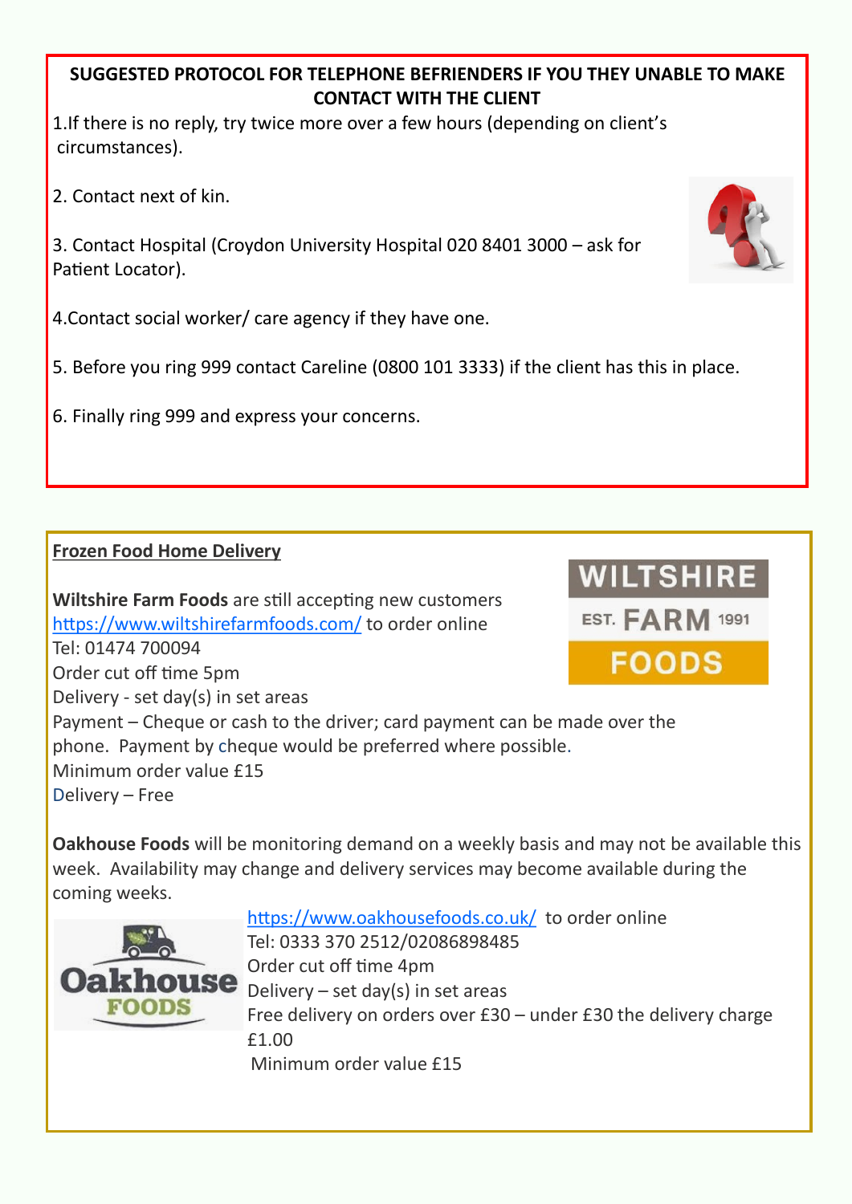**SUGGESTED PROTOCOL FOR TELEPHONE BEFRIENDERS IF YOU THEY UNABLE TO MAKE CONTACT WITH THE CLIENT**

1. If there is no reply, try twice more over a few hours (depending on client's circumstances).

2. Contact next of kin.

3. Contact Hospital (Croydon University Hospital 020 8401 3000 – ask for Patient Locator).

4. Contact social worker/ care agency if they have one.

5. Before you ring 999 contact Careline (0800 101 3333) if the client has this in place.

6. Finally ring 999 and express your concerns.

**Frozen Food Home Delivery**

**Wiltshire Farm Foods** are still accepting new customers
https://www.wiltshirefarmfoods.com/ to order online
Tel: 01474 700094
Order cut off time 5pm
Delivery - set day(s) in set areas
Payment – Cheque or cash to the driver; card payment can be made over the phone. Payment by cheque would be preferred where possible.
Minimum order value £15
Delivery – Free

**Oakhouse Foods** will be monitoring demand on a weekly basis and may not be available this week. Availability may change and delivery services may become available during the coming weeks.

https://www.oakhousefoods.co.uk/ to order online
Tel: 0333 370 2512/02086898485
Order cut off time 4pm
Delivery – set day(s) in set areas
Free delivery on orders over £30 – under £30 the delivery charge £1.00
Minimum order value £15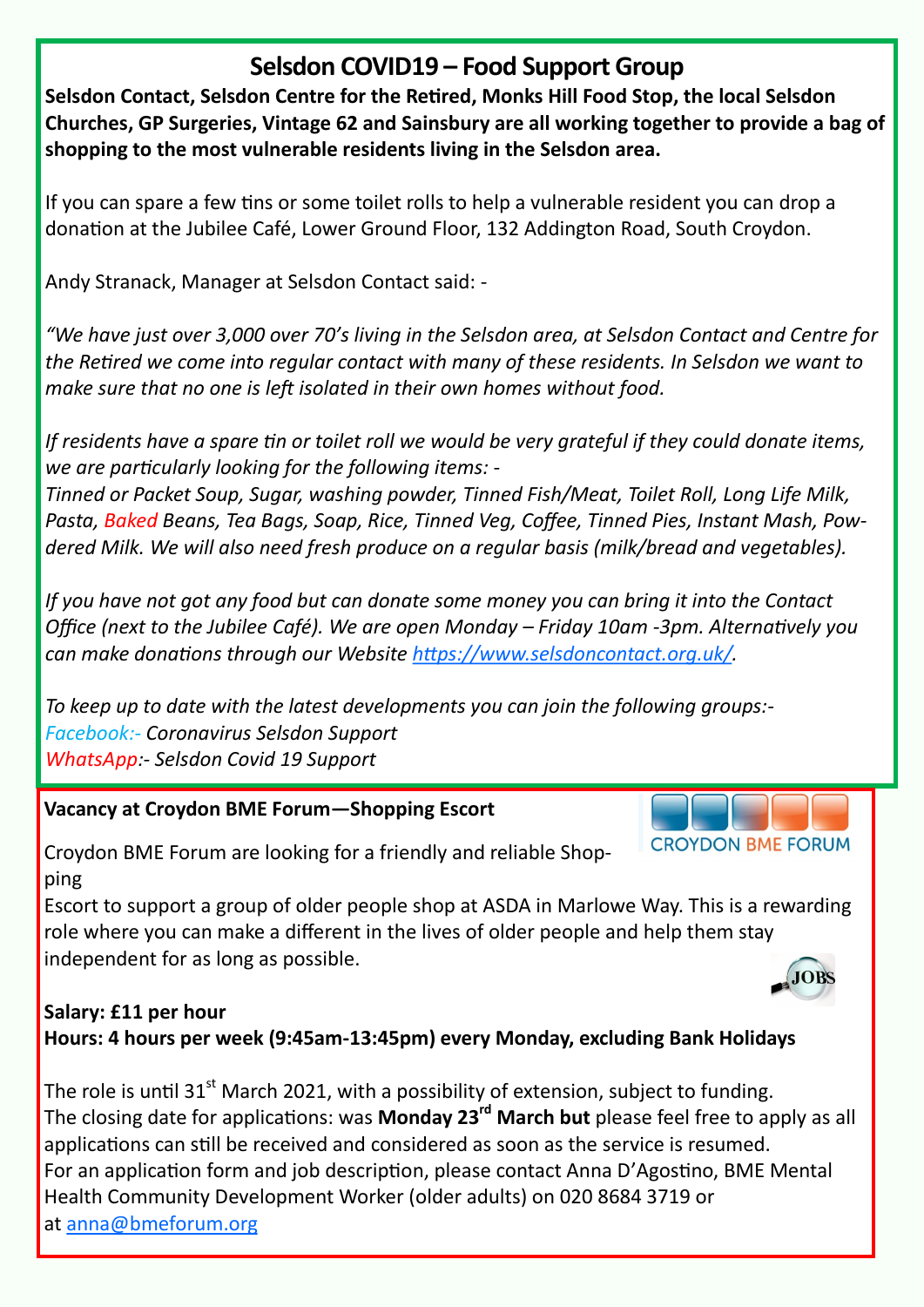## Selsdon COVID19 – Food Support Group

**Selsdon Contact, Selsdon Centre for the Retired, Monks Hill Food Stop, the local Selsdon Churches, GP Surgeries, Vintage 62 and Sainsbury are all working together to provide a bag of shopping to the most vulnerable residents living in the Selsdon area.**

If you can spare a few tins or some toilet rolls to help a vulnerable resident you can drop a donation at the Jubilee Café, Lower Ground Floor, 132 Addington Road, South Croydon.

Andy Stranack, Manager at Selsdon Contact said: -

*"We have just over 3,000 over 70's living in the Selsdon area, at Selsdon Contact and Centre for the Retired we come into regular contact with many of these residents. In Selsdon we want to make sure that no one is left isolated in their own homes without food.*

*If residents have a spare tin or toilet roll we would be very grateful if they could donate items, we are particularly looking for the following items: -*
*Tinned or Packet Soup, Sugar, washing powder, Tinned Fish/Meat, Toilet Roll, Long Life Milk, Pasta, Baked Beans, Tea Bags, Soap, Rice, Tinned Veg, Coffee, Tinned Pies, Instant Mash, Powdered Milk. We will also need fresh produce on a regular basis (milk/bread and vegetables).*

*If you have not got any food but can donate some money you can bring it into the Contact Office (next to the Jubilee Café). We are open Monday – Friday 10am -3pm. Alternatively you can make donations through our Website [https://www.selsdoncontact.org.uk/](https://www.selsdoncontact.org.uk/).*

*To keep up to date with the latest developments you can join the following groups:-*
*Facebook:- Coronavirus Selsdon Support*
*WhatsApp:- Selsdon Covid 19 Support*

---

**Vacancy at Croydon BME Forum—Shopping Escort**

CROYDON BME FORUM

Croydon BME Forum are looking for a friendly and reliable Shopping Escort to support a group of older people shop at ASDA in Marlowe Way. This is a rewarding role where you can make a different in the lives of older people and help them stay independent for as long as possible.

JOBS

**Salary: £11 per hour**
**Hours: 4 hours per week (9:45am-13:45pm) every Monday, excluding Bank Holidays**

The role is until 31st March 2021, with a possibility of extension, subject to funding.
The closing date for applications: was **Monday 23rd March but** please feel free to apply as all applications can still be received and considered as soon as the service is resumed.
For an application form and job description, please contact Anna D'Agostino, BME Mental Health Community Development Worker (older adults) on 020 8684 3719 or at [anna@bmeforum.org](mailto:anna@bmeforum.org)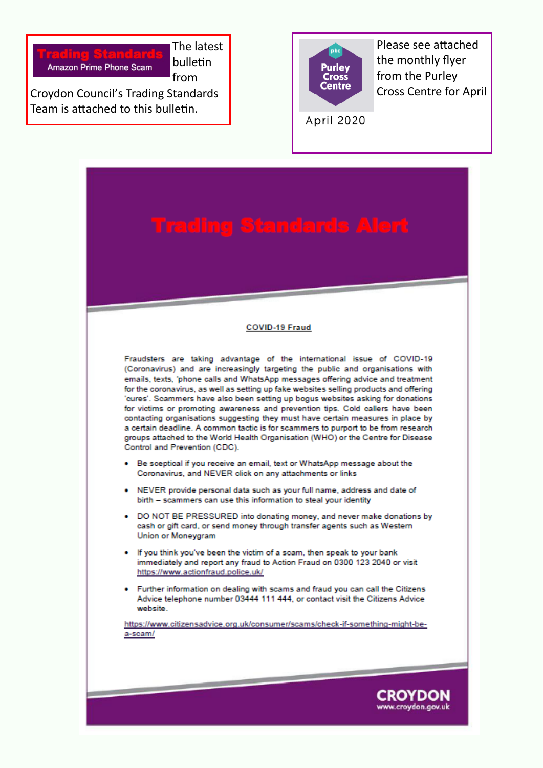**Trading Standards**
Amazon Prime Phone Scam

The latest bulletin from Croydon Council's Trading Standards Team is attached to this bulletin.

Purley Cross Centre

April 2020

Please see attached the monthly flyer from the Purley Cross Centre for April

# Trading Standards Alert

## COVID-19 Fraud

Fraudsters are taking advantage of the international issue of COVID-19 (Coronavirus) and are increasingly targeting the public and organisations with emails, texts, 'phone calls and WhatsApp messages offering advice and treatment for the coronavirus, as well as setting up fake websites selling products and offering 'cures'. Scammers have also been setting up bogus websites asking for donations for victims or promoting awareness and prevention tips. Cold callers have been contacting organisations suggesting they must have certain measures in place by a certain deadline. A common tactic is for scammers to purport to be from research groups attached to the World Health Organisation (WHO) or the Centre for Disease Control and Prevention (CDC).

- Be sceptical if you receive an email, text or WhatsApp message about the Coronavirus, and NEVER click on any attachments or links
- NEVER provide personal data such as your full name, address and date of birth – scammers can use this information to steal your identity
- DO NOT BE PRESSURED into donating money, and never make donations by cash or gift card, or send money through transfer agents such as Western Union or Moneygram
- If you think you've been the victim of a scam, then speak to your bank immediately and report any fraud to Action Fraud on 0300 123 2040 or visit https://www.actionfraud.police.uk/
- Further information on dealing with scams and fraud you can call the Citizens Advice telephone number 03444 111 444, or contact visit the Citizens Advice website.

https://www.citizensadvice.org.uk/consumer/scams/check-if-something-might-be-a-scam/

CROYDON
www.croydon.gov.uk